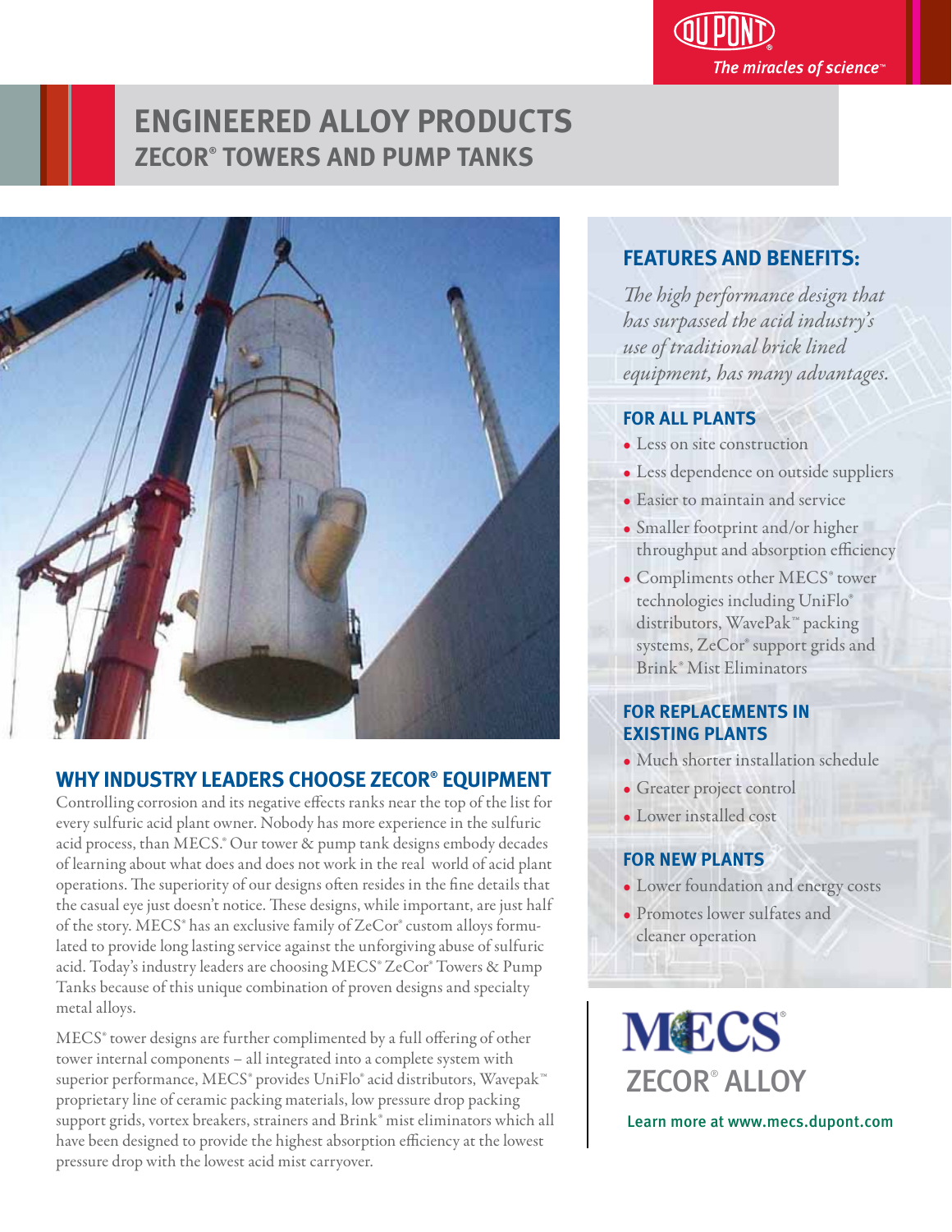DUPONT
*The miracles of science™*

# ENGINEERED ALLOY PRODUCTS
## ZECOR® TOWERS AND PUMP TANKS

## WHY INDUSTRY LEADERS CHOOSE ZECOR® EQUIPMENT

Controlling corrosion and its negative effects ranks near the top of the list for every sulfuric acid plant owner. Nobody has more experience in the sulfuric acid process, than MECS.® Our tower & pump tank designs embody decades of learning about what does and does not work in the real world of acid plant operations. The superiority of our designs often resides in the fine details that the casual eye just doesn't notice. These designs, while important, are just half of the story. MECS® has an exclusive family of ZeCor® custom alloys formulated to provide long lasting service against the unforgiving abuse of sulfuric acid. Today's industry leaders are choosing MECS® ZeCor® Towers & Pump Tanks because of this unique combination of proven designs and specialty metal alloys.

MECS® tower designs are further complimented by a full offering of other tower internal components – all integrated into a complete system with superior performance, MECS® provides UniFlo® acid distributors, Wavepak™ proprietary line of ceramic packing materials, low pressure drop packing support grids, vortex breakers, strainers and Brink® mist eliminators which all have been designed to provide the highest absorption efficiency at the lowest pressure drop with the lowest acid mist carryover.

## FEATURES AND BENEFITS:

*The high performance design that has surpassed the acid industry's use of traditional brick lined equipment, has many advantages.*

### FOR ALL PLANTS

- Less on site construction
- Less dependence on outside suppliers
- Easier to maintain and service
- Smaller footprint and/or higher throughput and absorption efficiency
- Compliments other MECS® tower technologies including UniFlo® distributors, WavePak™ packing systems, ZeCor® support grids and Brink® Mist Eliminators

### FOR REPLACEMENTS IN EXISTING PLANTS

- Much shorter installation schedule
- Greater project control
- Lower installed cost

### FOR NEW PLANTS

- Lower foundation and energy costs
- Promotes lower sulfates and cleaner operation

MECS®
ZECOR® ALLOY

Learn more at www.mecs.dupont.com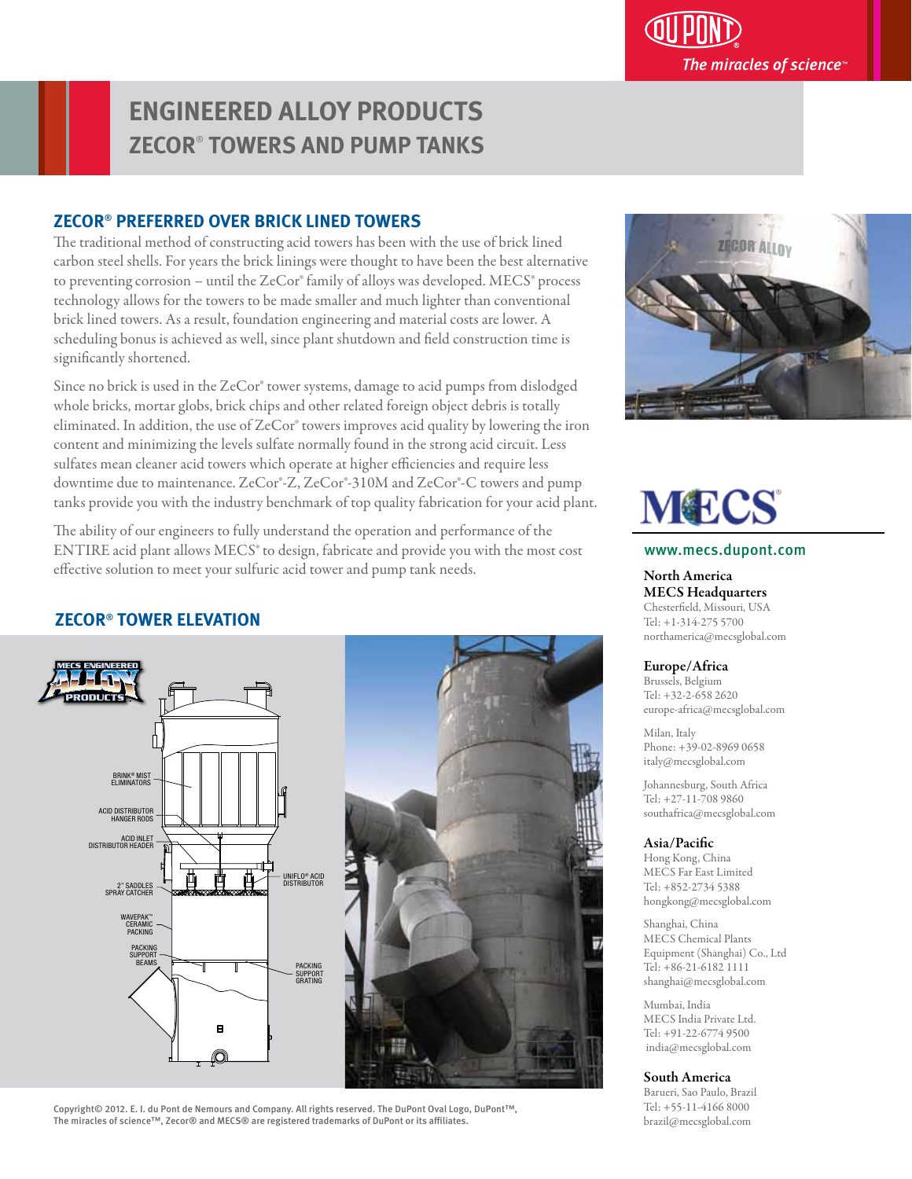# ENGINEERED ALLOY PRODUCTS

## ZECOR® TOWERS AND PUMP TANKS

### ZECOR® PREFERRED OVER BRICK LINED TOWERS

The traditional method of constructing acid towers has been with the use of brick lined carbon steel shells. For years the brick linings were thought to have been the best alternative to preventing corrosion – until the ZeCor® family of alloys was developed. MECS® process technology allows for the towers to be made smaller and much lighter than conventional brick lined towers. As a result, foundation engineering and material costs are lower. A scheduling bonus is achieved as well, since plant shutdown and field construction time is significantly shortened.

Since no brick is used in the ZeCor® tower systems, damage to acid pumps from dislodged whole bricks, mortar globs, brick chips and other related foreign object debris is totally eliminated. In addition, the use of ZeCor® towers improves acid quality by lowering the iron content and minimizing the levels sulfate normally found in the strong acid circuit. Less sulfates mean cleaner acid towers which operate at higher efficiencies and require less downtime due to maintenance. ZeCor®-Z, ZeCor®-310M and ZeCor®-C towers and pump tanks provide you with the industry benchmark of top quality fabrication for your acid plant.

The ability of our engineers to fully understand the operation and performance of the ENTIRE acid plant allows MECS® to design, fabricate and provide you with the most cost effective solution to meet your sulfuric acid tower and pump tank needs.

### ZECOR® TOWER ELEVATION

MECS ENGINEERED ALLOY PRODUCTS

BRINK® MIST ELIMINATORS

ACID DISTRIBUTOR HANGER RODS

ACID INLET DISTRIBUTOR HEADER

2" SADDLES SPRAY CATCHER

WAVEPAK™ CERAMIC PACKING

PACKING SUPPORT BEAMS

UNIFLO® ACID DISTRIBUTOR

PACKING SUPPORT GRATING

ZECOR ALLOY

Copyright© 2012. E. I. du Pont de Nemours and Company. All rights reserved. The DuPont Oval Logo, DuPont™, The miracles of science™, Zecor® and MECS® are registered trademarks of DuPont or its affiliates.

DuPont — The miracles of science™

MECS®

www.mecs.dupont.com

**North America**
**MECS Headquarters**
Chesterfield, Missouri, USA
Tel: +1-314-275 5700
northamerica@mecsglobal.com

**Europe/Africa**
Brussels, Belgium
Tel: +32-2-658 2620
europe-africa@mecsglobal.com

Milan, Italy
Phone: +39-02-8969 0658
italy@mecsglobal.com

Johannesburg, South Africa
Tel: +27-11-708 9860
southafrica@mecsglobal.com

**Asia/Pacific**
Hong Kong, China
MECS Far East Limited
Tel: +852-2734 5388
hongkong@mecsglobal.com

Shanghai, China
MECS Chemical Plants Equipment (Shanghai) Co., Ltd
Tel: +86-21-6182 1111
shanghai@mecsglobal.com

Mumbai, India
MECS India Private Ltd.
Tel: +91-22-6774 9500
india@mecsglobal.com

**South America**
Barueri, Sao Paulo, Brazil
Tel: +55-11-4166 8000
brazil@mecsglobal.com